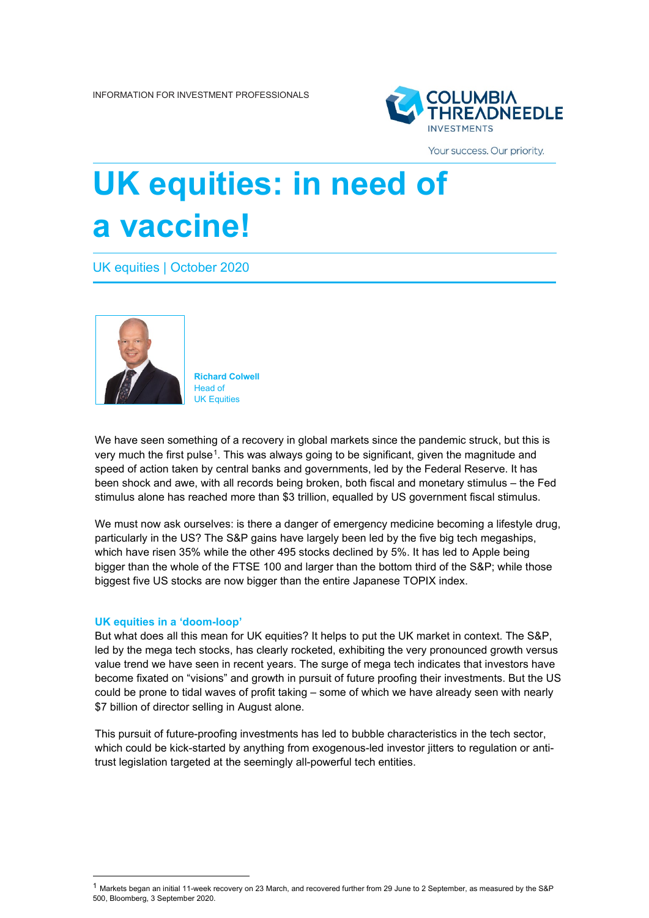INFORMATION FOR INVESTMENT PROFESSIONALS

COLUMBIA THREADNEEDLE INVESTMENTS

Your success. Our priority.

# UK equities: in need of a vaccine!

UK equities | October 2020

**Richard Colwell**
Head of
UK Equities

We have seen something of a recovery in global markets since the pandemic struck, but this is very much the first pulse[1]. This was always going to be significant, given the magnitude and speed of action taken by central banks and governments, led by the Federal Reserve. It has been shock and awe, with all records being broken, both fiscal and monetary stimulus – the Fed stimulus alone has reached more than $3 trillion, equalled by US government fiscal stimulus.

We must now ask ourselves: is there a danger of emergency medicine becoming a lifestyle drug, particularly in the US? The S&P gains have largely been led by the five big tech megaships, which have risen 35% while the other 495 stocks declined by 5%. It has led to Apple being bigger than the whole of the FTSE 100 and larger than the bottom third of the S&P; while those biggest five US stocks are now bigger than the entire Japanese TOPIX index.

### UK equities in a 'doom-loop'

But what does all this mean for UK equities? It helps to put the UK market in context. The S&P, led by the mega tech stocks, has clearly rocketed, exhibiting the very pronounced growth versus value trend we have seen in recent years. The surge of mega tech indicates that investors have become fixated on "visions" and growth in pursuit of future proofing their investments. But the US could be prone to tidal waves of profit taking – some of which we have already seen with nearly $7 billion of director selling in August alone.

This pursuit of future-proofing investments has led to bubble characteristics in the tech sector, which could be kick-started by anything from exogenous-led investor jitters to regulation or anti-trust legislation targeted at the seemingly all-powerful tech entities.

[1] Markets began an initial 11-week recovery on 23 March, and recovered further from 29 June to 2 September, as measured by the S&P 500, Bloomberg, 3 September 2020.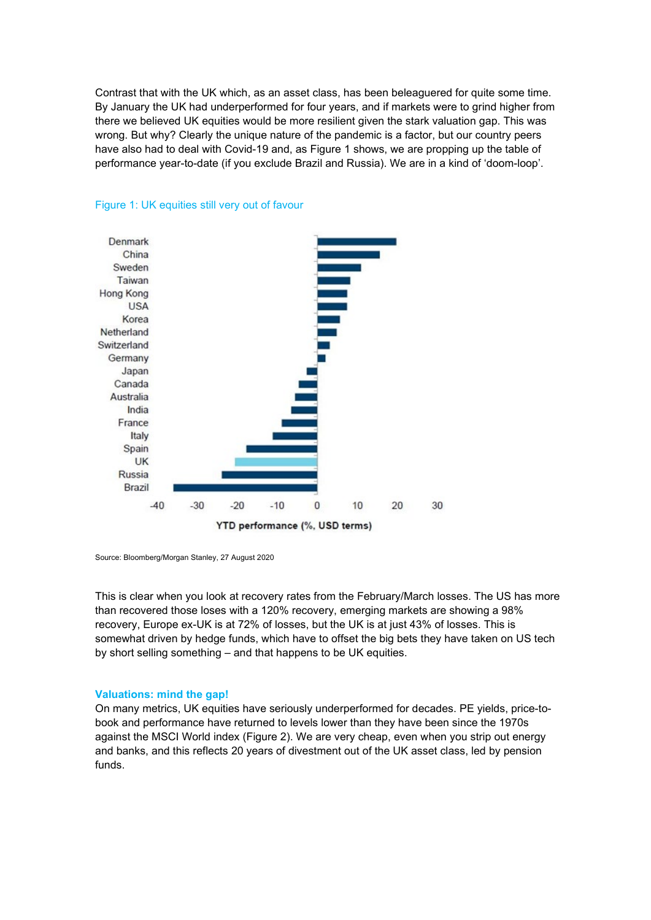Contrast that with the UK which, as an asset class, has been beleaguered for quite some time. By January the UK had underperformed for four years, and if markets were to grind higher from there we believed UK equities would be more resilient given the stark valuation gap. This was wrong. But why? Clearly the unique nature of the pandemic is a factor, but our country peers have also had to deal with Covid-19 and, as Figure 1 shows, we are propping up the table of performance year-to-date (if you exclude Brazil and Russia). We are in a kind of 'doom-loop'.

Figure 1: UK equities still very out of favour

Source: Bloomberg/Morgan Stanley, 27 August 2020

This is clear when you look at recovery rates from the February/March losses. The US has more than recovered those loses with a 120% recovery, emerging markets are showing a 98% recovery, Europe ex-UK is at 72% of losses, but the UK is at just 43% of losses. This is somewhat driven by hedge funds, which have to offset the big bets they have taken on US tech by short selling something – and that happens to be UK equities.

### Valuations: mind the gap!

On many metrics, UK equities have seriously underperformed for decades. PE yields, price-to-book and performance have returned to levels lower than they have been since the 1970s against the MSCI World index (Figure 2). We are very cheap, even when you strip out energy and banks, and this reflects 20 years of divestment out of the UK asset class, led by pension funds.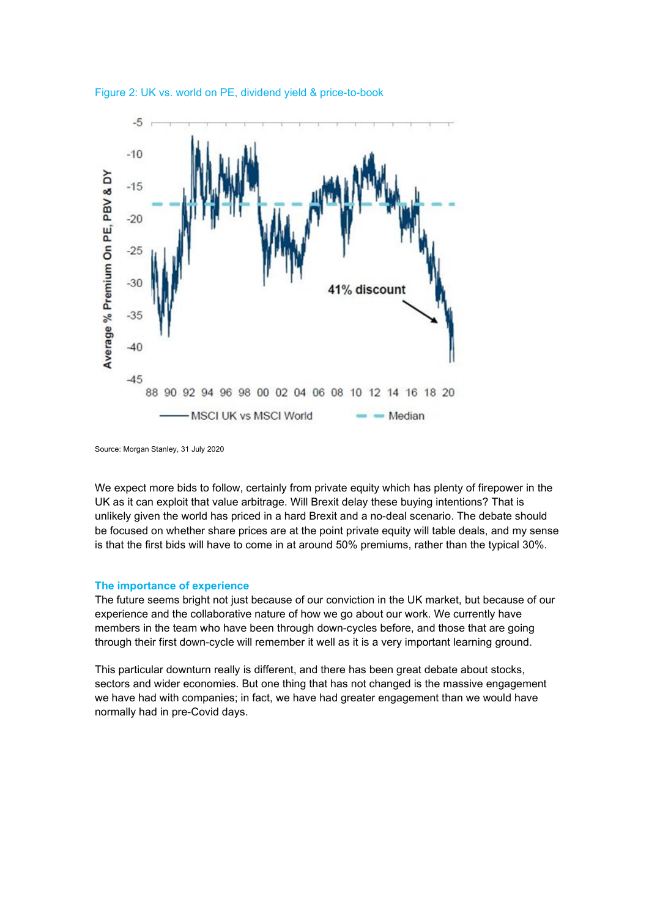Figure 2: UK vs. world on PE, dividend yield & price-to-book

Source: Morgan Stanley, 31 July 2020

We expect more bids to follow, certainly from private equity which has plenty of firepower in the UK as it can exploit that value arbitrage. Will Brexit delay these buying intentions? That is unlikely given the world has priced in a hard Brexit and a no-deal scenario. The debate should be focused on whether share prices are at the point private equity will table deals, and my sense is that the first bids will have to come in at around 50% premiums, rather than the typical 30%.

## The importance of experience

The future seems bright not just because of our conviction in the UK market, but because of our experience and the collaborative nature of how we go about our work. We currently have members in the team who have been through down-cycles before, and those that are going through their first down-cycle will remember it well as it is a very important learning ground.

This particular downturn really is different, and there has been great debate about stocks, sectors and wider economies. But one thing that has not changed is the massive engagement we have had with companies; in fact, we have had greater engagement than we would have normally had in pre-Covid days.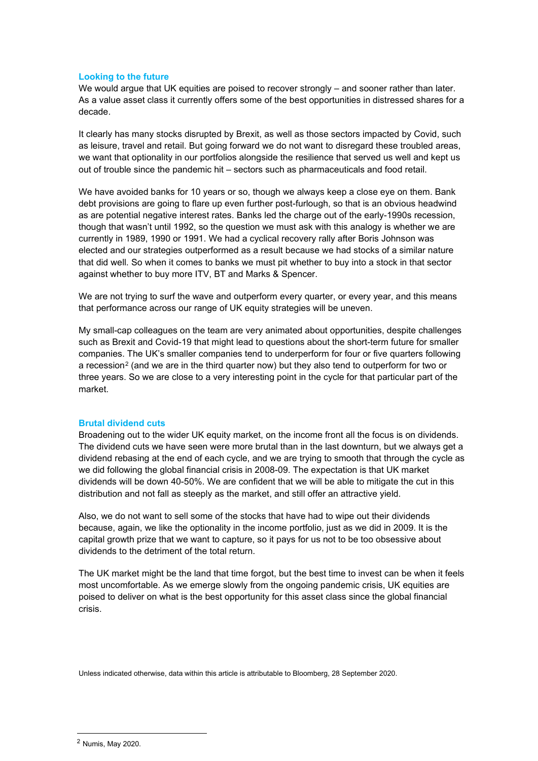## Looking to the future

We would argue that UK equities are poised to recover strongly – and sooner rather than later. As a value asset class it currently offers some of the best opportunities in distressed shares for a decade.

It clearly has many stocks disrupted by Brexit, as well as those sectors impacted by Covid, such as leisure, travel and retail. But going forward we do not want to disregard these troubled areas, we want that optionality in our portfolios alongside the resilience that served us well and kept us out of trouble since the pandemic hit – sectors such as pharmaceuticals and food retail.

We have avoided banks for 10 years or so, though we always keep a close eye on them. Bank debt provisions are going to flare up even further post-furlough, so that is an obvious headwind as are potential negative interest rates. Banks led the charge out of the early-1990s recession, though that wasn't until 1992, so the question we must ask with this analogy is whether we are currently in 1989, 1990 or 1991. We had a cyclical recovery rally after Boris Johnson was elected and our strategies outperformed as a result because we had stocks of a similar nature that did well. So when it comes to banks we must pit whether to buy into a stock in that sector against whether to buy more ITV, BT and Marks & Spencer.

We are not trying to surf the wave and outperform every quarter, or every year, and this means that performance across our range of UK equity strategies will be uneven.

My small-cap colleagues on the team are very animated about opportunities, despite challenges such as Brexit and Covid-19 that might lead to questions about the short-term future for smaller companies. The UK's smaller companies tend to underperform for four or five quarters following a recession[2] (and we are in the third quarter now) but they also tend to outperform for two or three years. So we are close to a very interesting point in the cycle for that particular part of the market.

## Brutal dividend cuts

Broadening out to the wider UK equity market, on the income front all the focus is on dividends. The dividend cuts we have seen were more brutal than in the last downturn, but we always get a dividend rebasing at the end of each cycle, and we are trying to smooth that through the cycle as we did following the global financial crisis in 2008-09. The expectation is that UK market dividends will be down 40-50%. We are confident that we will be able to mitigate the cut in this distribution and not fall as steeply as the market, and still offer an attractive yield.

Also, we do not want to sell some of the stocks that have had to wipe out their dividends because, again, we like the optionality in the income portfolio, just as we did in 2009. It is the capital growth prize that we want to capture, so it pays for us not to be too obsessive about dividends to the detriment of the total return.

The UK market might be the land that time forgot, but the best time to invest can be when it feels most uncomfortable. As we emerge slowly from the ongoing pandemic crisis, UK equities are poised to deliver on what is the best opportunity for this asset class since the global financial crisis.

Unless indicated otherwise, data within this article is attributable to Bloomberg, 28 September 2020.

[2] Numis, May 2020.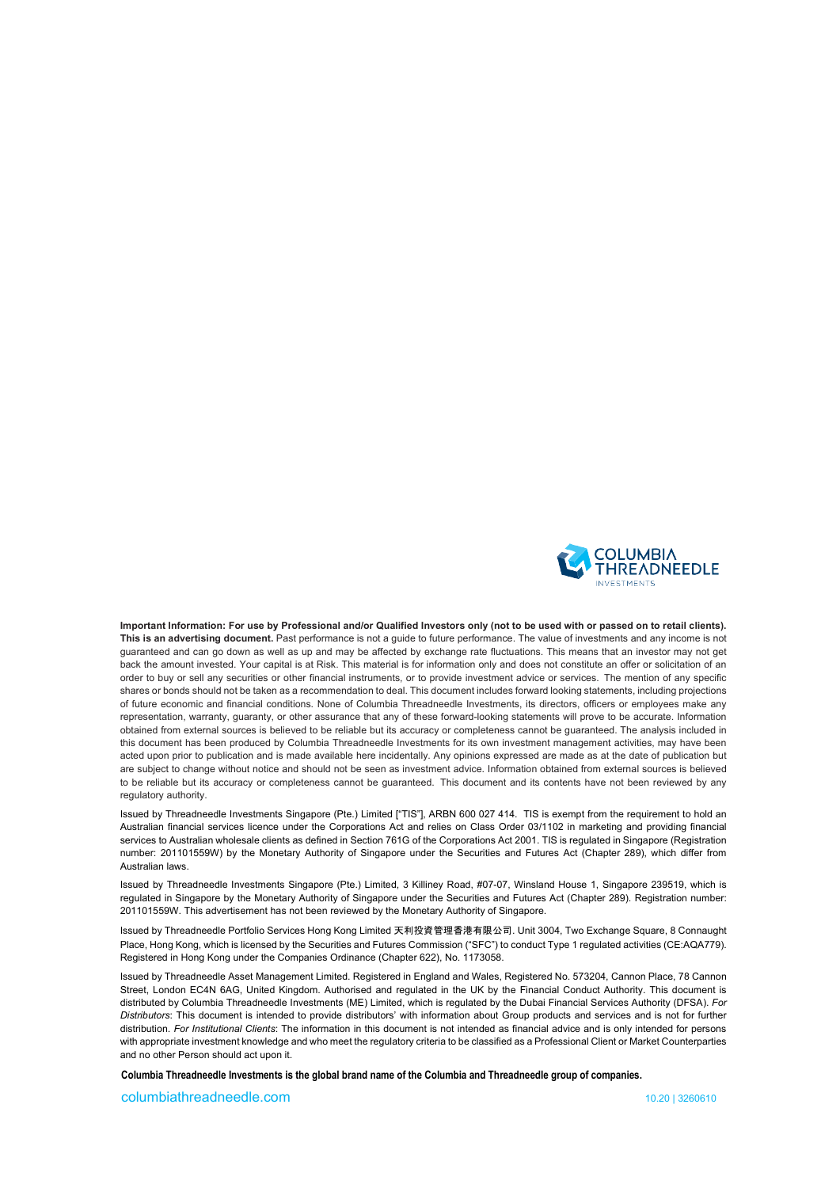COLUMBIA THREADNEEDLE
INVESTMENTS

**Important Information: For use by Professional and/or Qualified Investors only (not to be used with or passed on to retail clients). This is an advertising document.** Past performance is not a guide to future performance. The value of investments and any income is not guaranteed and can go down as well as up and may be affected by exchange rate fluctuations. This means that an investor may not get back the amount invested. Your capital is at Risk. This material is for information only and does not constitute an offer or solicitation of an order to buy or sell any securities or other financial instruments, or to provide investment advice or services. The mention of any specific shares or bonds should not be taken as a recommendation to deal. This document includes forward looking statements, including projections of future economic and financial conditions. None of Columbia Threadneedle Investments, its directors, officers or employees make any representation, warranty, guaranty, or other assurance that any of these forward-looking statements will prove to be accurate. Information obtained from external sources is believed to be reliable but its accuracy or completeness cannot be guaranteed. The analysis included in this document has been produced by Columbia Threadneedle Investments for its own investment management activities, may have been acted upon prior to publication and is made available here incidentally. Any opinions expressed are made as at the date of publication but are subject to change without notice and should not be seen as investment advice. Information obtained from external sources is believed to be reliable but its accuracy or completeness cannot be guaranteed. This document and its contents have not been reviewed by any regulatory authority.

Issued by Threadneedle Investments Singapore (Pte.) Limited ["TIS"], ARBN 600 027 414. TIS is exempt from the requirement to hold an Australian financial services licence under the Corporations Act and relies on Class Order 03/1102 in marketing and providing financial services to Australian wholesale clients as defined in Section 761G of the Corporations Act 2001. TIS is regulated in Singapore (Registration number: 201101559W) by the Monetary Authority of Singapore under the Securities and Futures Act (Chapter 289), which differ from Australian laws.

Issued by Threadneedle Investments Singapore (Pte.) Limited, 3 Killiney Road, #07-07, Winsland House 1, Singapore 239519, which is regulated in Singapore by the Monetary Authority of Singapore under the Securities and Futures Act (Chapter 289). Registration number: 201101559W. This advertisement has not been reviewed by the Monetary Authority of Singapore.

Issued by Threadneedle Portfolio Services Hong Kong Limited 天利投資管理香港有限公司. Unit 3004, Two Exchange Square, 8 Connaught Place, Hong Kong, which is licensed by the Securities and Futures Commission ("SFC") to conduct Type 1 regulated activities (CE:AQA779). Registered in Hong Kong under the Companies Ordinance (Chapter 622), No. 1173058.

Issued by Threadneedle Asset Management Limited. Registered in England and Wales, Registered No. 573204, Cannon Place, 78 Cannon Street, London EC4N 6AG, United Kingdom. Authorised and regulated in the UK by the Financial Conduct Authority. This document is distributed by Columbia Threadneedle Investments (ME) Limited, which is regulated by the Dubai Financial Services Authority (DFSA). *For Distributors*: This document is intended to provide distributors' with information about Group products and services and is not for further distribution. *For Institutional Clients*: The information in this document is not intended as financial advice and is only intended for persons with appropriate investment knowledge and who meet the regulatory criteria to be classified as a Professional Client or Market Counterparties and no other Person should act upon it.

**Columbia Threadneedle Investments is the global brand name of the Columbia and Threadneedle group of companies.**

columbiathreadneedle.com

10.20 | 3260610